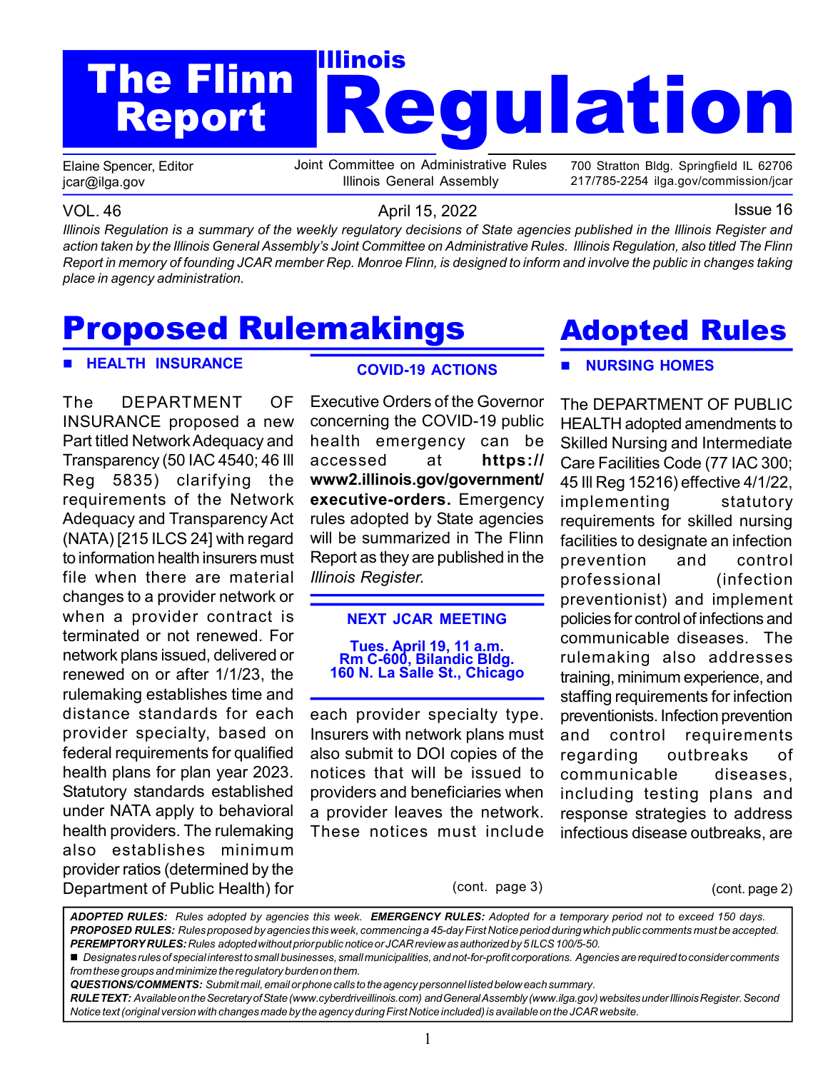# The Flinn Report — Illinois Regulation

Elaine Spencer, Editor
jcar@ilga.gov

Joint Committee on Administrative Rules
Illinois General Assembly

700 Stratton Bldg. Springfield IL 62706
217/785-2254 ilga.gov/commission/jcar

VOL. 46 — April 15, 2022 — Issue 16

*Illinois Regulation is a summary of the weekly regulatory decisions of State agencies published in the Illinois Register and action taken by the Illinois General Assembly's Joint Committee on Administrative Rules. Illinois Regulation, also titled The Flinn Report in memory of founding JCAR member Rep. Monroe Flinn, is designed to inform and involve the public in changes taking place in agency administration.*

## Proposed Rulemakings

### ■ HEALTH INSURANCE

The DEPARTMENT OF INSURANCE proposed a new Part titled Network Adequacy and Transparency (50 IAC 4540; 46 Ill Reg 5835) clarifying the requirements of the Network Adequacy and Transparency Act (NATA) [215 ILCS 24] with regard to information health insurers must file when there are material changes to a provider network or when a provider contract is terminated or not renewed. For network plans issued, delivered or renewed on or after 1/1/23, the rulemaking establishes time and distance standards for each provider specialty, based on federal requirements for qualified health plans for plan year 2023. Statutory standards established under NATA apply to behavioral health providers. The rulemaking also establishes minimum provider ratios (determined by the Department of Public Health) for each provider specialty type. Insurers with network plans must also submit to DOI copies of the notices that will be issued to providers and beneficiaries when a provider leaves the network. These notices must include

(cont. page 3)

### COVID-19 ACTIONS

Executive Orders of the Governor concerning the COVID-19 public health emergency can be accessed at **https://www2.illinois.gov/government/executive-orders.** Emergency rules adopted by State agencies will be summarized in The Flinn Report as they are published in the *Illinois Register.*

### NEXT JCAR MEETING

**Tues. April 19, 11 a.m.**
**Rm C-600, Bilandic Bldg.**
**160 N. La Salle St., Chicago**

## Adopted Rules

### ■ NURSING HOMES

The DEPARTMENT OF PUBLIC HEALTH adopted amendments to Skilled Nursing and Intermediate Care Facilities Code (77 IAC 300; 45 Ill Reg 15216) effective 4/1/22, implementing statutory requirements for skilled nursing facilities to designate an infection prevention and control professional (infection preventionist) and implement policies for control of infections and communicable diseases. The rulemaking also addresses training, minimum experience, and staffing requirements for infection preventionists. Infection prevention and control requirements regarding outbreaks of communicable diseases, including testing plans and response strategies to address infectious disease outbreaks, are

(cont. page 2)

---

***ADOPTED RULES:*** *Rules adopted by agencies this week.* ***EMERGENCY RULES:*** *Adopted for a temporary period not to exceed 150 days.*
***PROPOSED RULES:*** *Rules proposed by agencies this week, commencing a 45-day First Notice period during which public comments must be accepted.*
***PEREMPTORY RULES:*** *Rules adopted without prior public notice or JCAR review as authorized by 5 ILCS 100/5-50.*
■ *Designates rules of special interest to small businesses, small municipalities, and not-for-profit corporations. Agencies are required to consider comments from these groups and minimize the regulatory burden on them.*
***QUESTIONS/COMMENTS:*** *Submit mail, email or phone calls to the agency personnel listed below each summary.*
***RULE TEXT:*** *Available on the Secretary of State (www.cyberdriveillinois.com) and General Assembly (www.ilga.gov) websites under Illinois Register. Second Notice text (original version with changes made by the agency during First Notice included) is available on the JCAR website.*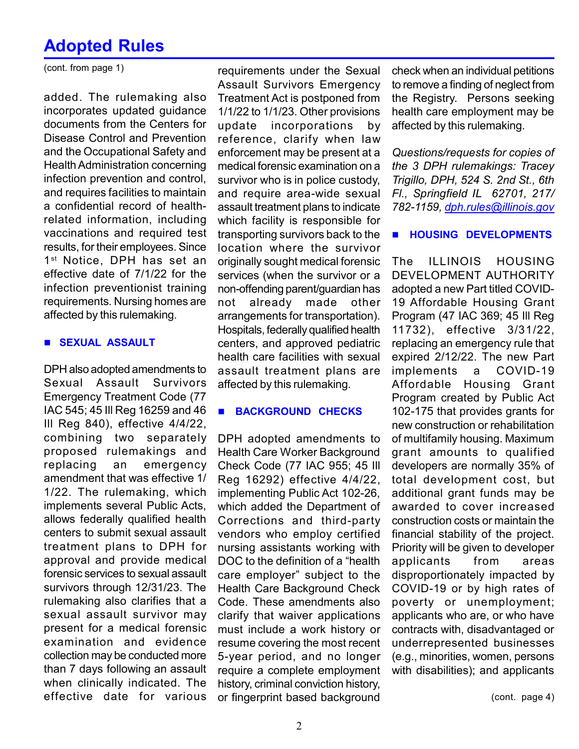# Adopted Rules

(cont. from page 1)

added. The rulemaking also incorporates updated guidance documents from the Centers for Disease Control and Prevention and the Occupational Safety and Health Administration concerning infection prevention and control, and requires facilities to maintain a confidential record of health-related information, including vaccinations and required test results, for their employees. Since 1st Notice, DPH has set an effective date of 7/1/22 for the infection preventionist training requirements. Nursing homes are affected by this rulemaking.

## ■ SEXUAL ASSAULT

DPH also adopted amendments to Sexual Assault Survivors Emergency Treatment Code (77 IAC 545; 45 Ill Reg 16259 and 46 Ill Reg 840), effective 4/4/22, combining two separately proposed rulemakings and replacing an emergency amendment that was effective 1/1/22. The rulemaking, which implements several Public Acts, allows federally qualified health centers to submit sexual assault treatment plans to DPH for approval and provide medical forensic services to sexual assault survivors through 12/31/23. The rulemaking also clarifies that a sexual assault survivor may present for a medical forensic examination and evidence collection may be conducted more than 7 days following an assault when clinically indicated. The effective date for various requirements under the Sexual Assault Survivors Emergency Treatment Act is postponed from 1/1/22 to 1/1/23. Other provisions update incorporations by reference, clarify when law enforcement may be present at a medical forensic examination on a survivor who is in police custody, and require area-wide sexual assault treatment plans to indicate which facility is responsible for transporting survivors back to the location where the survivor originally sought medical forensic services (when the survivor or a non-offending parent/guardian has not already made other arrangements for transportation). Hospitals, federally qualified health centers, and approved pediatric health care facilities with sexual assault treatment plans are affected by this rulemaking.

## ■ BACKGROUND CHECKS

DPH adopted amendments to Health Care Worker Background Check Code (77 IAC 955; 45 Ill Reg 16292) effective 4/4/22, implementing Public Act 102-26, which added the Department of Corrections and third-party vendors who employ certified nursing assistants working with DOC to the definition of a "health care employer" subject to the Health Care Background Check Code. These amendments also clarify that waiver applications must include a work history or resume covering the most recent 5-year period, and no longer require a complete employment history, criminal conviction history, or fingerprint based background check when an individual petitions to remove a finding of neglect from the Registry. Persons seeking health care employment may be affected by this rulemaking.

*Questions/requests for copies of the 3 DPH rulemakings: Tracey Trigillo, DPH, 524 S. 2nd St., 6th Fl., Springfield IL 62701, 217/782-1159, dph.rules@illinois.gov*

## ■ HOUSING DEVELOPMENTS

The ILLINOIS HOUSING DEVELOPMENT AUTHORITY adopted a new Part titled COVID-19 Affordable Housing Grant Program (47 IAC 369; 45 Ill Reg 11732), effective 3/31/22, replacing an emergency rule that expired 2/12/22. The new Part implements a COVID-19 Affordable Housing Grant Program created by Public Act 102-175 that provides grants for new construction or rehabilitation of multifamily housing. Maximum grant amounts to qualified developers are normally 35% of total development cost, but additional grant funds may be awarded to cover increased construction costs or maintain the financial stability of the project. Priority will be given to developer applicants from areas disproportionately impacted by COVID-19 or by high rates of poverty or unemployment; applicants who are, or who have contracts with, disadvantaged or underrepresented businesses (e.g., minorities, women, persons with disabilities); and applicants

(cont. page 4)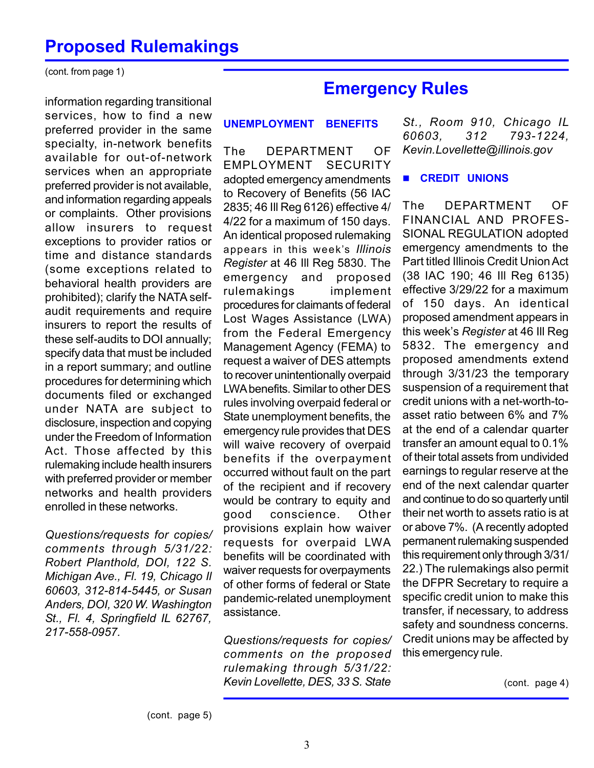## Proposed Rulemakings

(cont. from page 1)

information regarding transitional services, how to find a new preferred provider in the same specialty, in-network benefits available for out-of-network services when an appropriate preferred provider is not available, and information regarding appeals or complaints. Other provisions allow insurers to request exceptions to provider ratios or time and distance standards (some exceptions related to behavioral health providers are prohibited); clarify the NATA self-audit requirements and require insurers to report the results of these self-audits to DOI annually; specify data that must be included in a report summary; and outline procedures for determining which documents filed or exchanged under NATA are subject to disclosure, inspection and copying under the Freedom of Information Act. Those affected by this rulemaking include health insurers with preferred provider or member networks and health providers enrolled in these networks.

*Questions/requests for copies/ comments through 5/31/22: Robert Planthold, DOI, 122 S. Michigan Ave., Fl. 19, Chicago Il 60603, 312-814-5445, or Susan Anders, DOI, 320 W. Washington St., Fl. 4, Springfield IL 62767, 217-558-0957.*

(cont. page 5)

## Emergency Rules

### UNEMPLOYMENT BENEFITS

The DEPARTMENT OF EMPLOYMENT SECURITY adopted emergency amendments to Recovery of Benefits (56 IAC 2835; 46 Ill Reg 6126) effective 4/4/22 for a maximum of 150 days. An identical proposed rulemaking appears in this week's *Illinois Register* at 46 Ill Reg 5830. The emergency and proposed rulemakings implement procedures for claimants of federal Lost Wages Assistance (LWA) from the Federal Emergency Management Agency (FEMA) to request a waiver of DES attempts to recover unintentionally overpaid LWA benefits. Similar to other DES rules involving overpaid federal or State unemployment benefits, the emergency rule provides that DES will waive recovery of overpaid benefits if the overpayment occurred without fault on the part of the recipient and if recovery would be contrary to equity and good conscience. Other provisions explain how waiver requests for overpaid LWA benefits will be coordinated with waiver requests for overpayments of other forms of federal or State pandemic-related unemployment assistance.

*Questions/requests for copies/ comments on the proposed rulemaking through 5/31/22: Kevin Lovellette, DES, 33 S. State St., Room 910, Chicago IL 60603, 312 793-1224, Kevin.Lovellette@illinois.gov*

### CREDIT UNIONS

The DEPARTMENT OF FINANCIAL AND PROFESSIONAL REGULATION adopted emergency amendments to the Part titled Illinois Credit Union Act (38 IAC 190; 46 Ill Reg 6135) effective 3/29/22 for a maximum of 150 days. An identical proposed amendment appears in this week's *Register* at 46 Ill Reg 5832. The emergency and proposed amendments extend through 3/31/23 the temporary suspension of a requirement that credit unions with a net-worth-to-asset ratio between 6% and 7% at the end of a calendar quarter transfer an amount equal to 0.1% of their total assets from undivided earnings to regular reserve at the end of the next calendar quarter and continue to do so quarterly until their net worth to assets ratio is at or above 7%. (A recently adopted permanent rulemaking suspended this requirement only through 3/31/22.) The rulemakings also permit the DFPR Secretary to require a specific credit union to make this transfer, if necessary, to address safety and soundness concerns. Credit unions may be affected by this emergency rule.

(cont. page 4)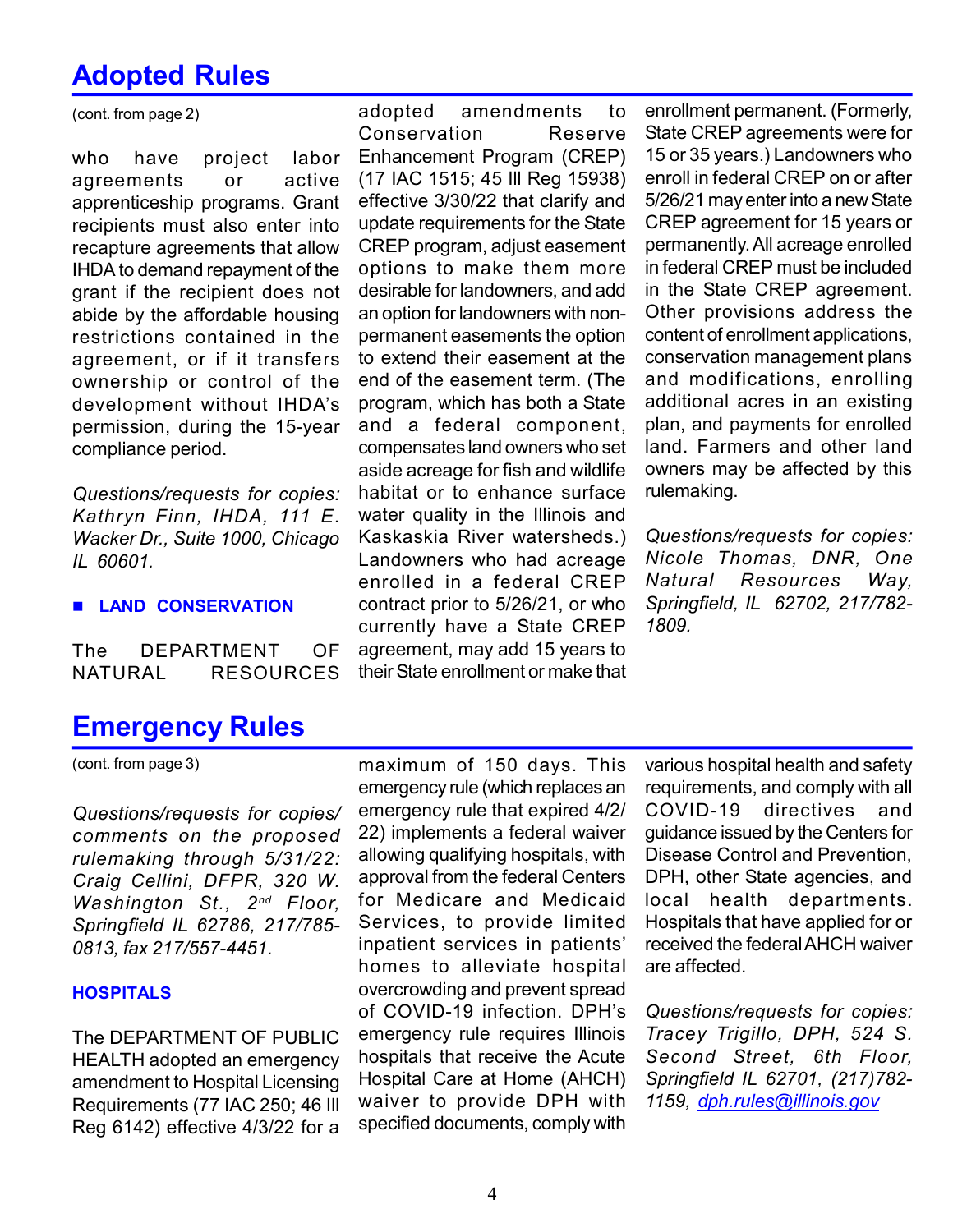## Adopted Rules

(cont. from page 2)

who have project labor agreements or active apprenticeship programs. Grant recipients must also enter into recapture agreements that allow IHDA to demand repayment of the grant if the recipient does not abide by the affordable housing restrictions contained in the agreement, or if it transfers ownership or control of the development without IHDA's permission, during the 15-year compliance period.

*Questions/requests for copies: Kathryn Finn, IHDA, 111 E. Wacker Dr., Suite 1000, Chicago IL 60601.*

### ■ LAND CONSERVATION

The DEPARTMENT OF NATURAL RESOURCES adopted amendments to Conservation Reserve Enhancement Program (CREP) (17 IAC 1515; 45 Ill Reg 15938) effective 3/30/22 that clarify and update requirements for the State CREP program, adjust easement options to make them more desirable for landowners, and add an option for landowners with non-permanent easements the option to extend their easement at the end of the easement term. (The program, which has both a State and a federal component, compensates land owners who set aside acreage for fish and wildlife habitat or to enhance surface water quality in the Illinois and Kaskaskia River watersheds.) Landowners who had acreage enrolled in a federal CREP contract prior to 5/26/21, or who currently have a State CREP agreement, may add 15 years to their State enrollment or make that enrollment permanent. (Formerly, State CREP agreements were for 15 or 35 years.) Landowners who enroll in federal CREP on or after 5/26/21 may enter into a new State CREP agreement for 15 years or permanently. All acreage enrolled in federal CREP must be included in the State CREP agreement. Other provisions address the content of enrollment applications, conservation management plans and modifications, enrolling additional acres in an existing plan, and payments for enrolled land. Farmers and other land owners may be affected by this rulemaking.

*Questions/requests for copies: Nicole Thomas, DNR, One Natural Resources Way, Springfield, IL 62702, 217/782-1809.*

## Emergency Rules

(cont. from page 3)

*Questions/requests for copies/comments on the proposed rulemaking through 5/31/22: Craig Cellini, DFPR, 320 W. Washington St., 2nd Floor, Springfield IL 62786, 217/785-0813, fax 217/557-4451.*

### HOSPITALS

The DEPARTMENT OF PUBLIC HEALTH adopted an emergency amendment to Hospital Licensing Requirements (77 IAC 250; 46 Ill Reg 6142) effective 4/3/22 for a maximum of 150 days. This emergency rule (which replaces an emergency rule that expired 4/2/22) implements a federal waiver allowing qualifying hospitals, with approval from the federal Centers for Medicare and Medicaid Services, to provide limited inpatient services in patients' homes to alleviate hospital overcrowding and prevent spread of COVID-19 infection. DPH's emergency rule requires Illinois hospitals that receive the Acute Hospital Care at Home (AHCH) waiver to provide DPH with specified documents, comply with various hospital health and safety requirements, and comply with all COVID-19 directives and guidance issued by the Centers for Disease Control and Prevention, DPH, other State agencies, and local health departments. Hospitals that have applied for or received the federal AHCH waiver are affected.

*Questions/requests for copies: Tracey Trigillo, DPH, 524 S. Second Street, 6th Floor, Springfield IL 62701, (217)782-1159, dph.rules@illinois.gov*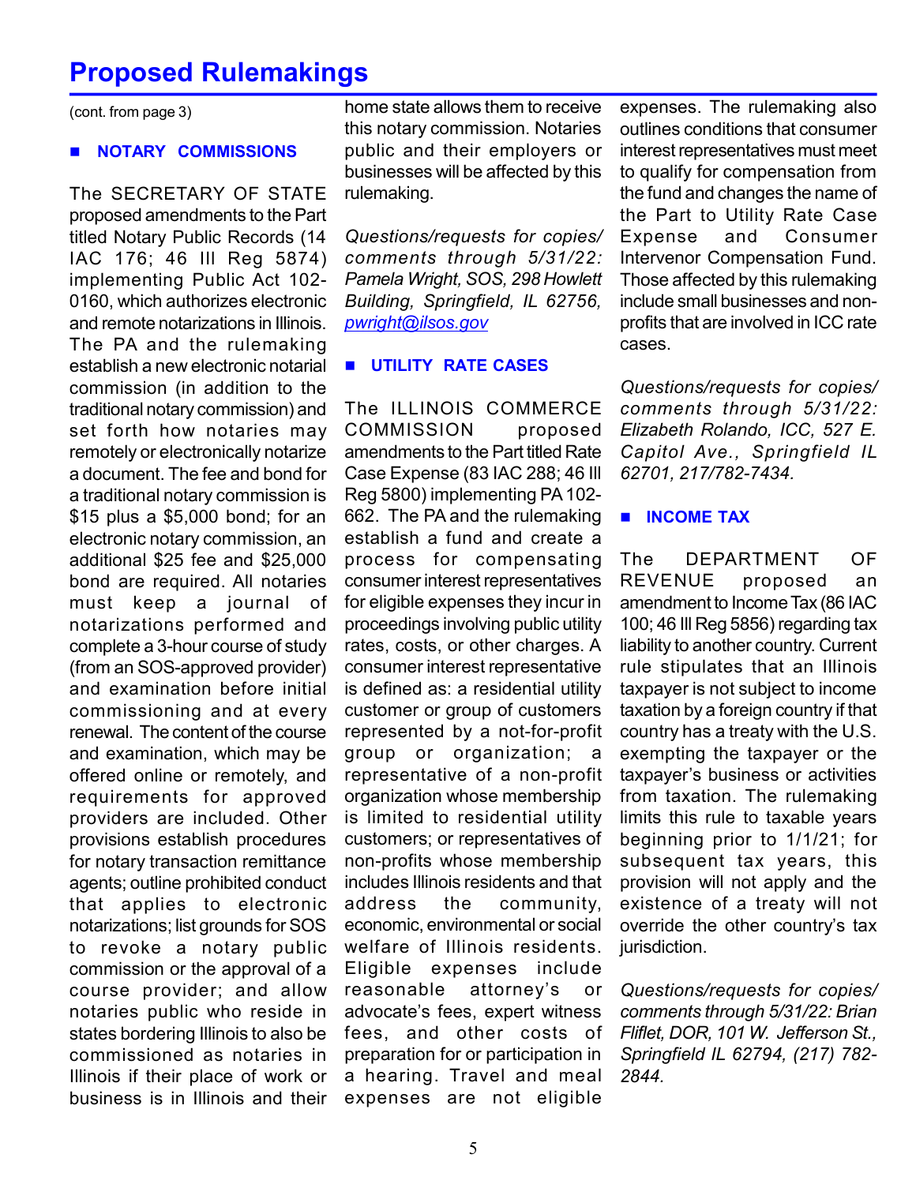# Proposed Rulemakings

(cont. from page 3)

## ■ NOTARY COMMISSIONS

The SECRETARY OF STATE proposed amendments to the Part titled Notary Public Records (14 IAC 176; 46 Ill Reg 5874) implementing Public Act 102-0160, which authorizes electronic and remote notarizations in Illinois. The PA and the rulemaking establish a new electronic notarial commission (in addition to the traditional notary commission) and set forth how notaries may remotely or electronically notarize a document. The fee and bond for a traditional notary commission is $15 plus a $5,000 bond; for an electronic notary commission, an additional $25 fee and $25,000 bond are required. All notaries must keep a journal of notarizations performed and complete a 3-hour course of study (from an SOS-approved provider) and examination before initial commissioning and at every renewal. The content of the course and examination, which may be offered online or remotely, and requirements for approved providers are included. Other provisions establish procedures for notary transaction remittance agents; outline prohibited conduct that applies to electronic notarizations; list grounds for SOS to revoke a notary public commission or the approval of a course provider; and allow notaries public who reside in states bordering Illinois to also be commissioned as notaries in Illinois if their place of work or business is in Illinois and their home state allows them to receive this notary commission. Notaries public and their employers or businesses will be affected by this rulemaking.

*Questions/requests for copies/ comments through 5/31/22: Pamela Wright, SOS, 298 Howlett Building, Springfield, IL 62756, pwright@ilsos.gov*

## ■ UTILITY RATE CASES

The ILLINOIS COMMERCE COMMISSION proposed amendments to the Part titled Rate Case Expense (83 IAC 288; 46 Ill Reg 5800) implementing PA 102-662. The PA and the rulemaking establish a fund and create a process for compensating consumer interest representatives for eligible expenses they incur in proceedings involving public utility rates, costs, or other charges. A consumer interest representative is defined as: a residential utility customer or group of customers represented by a not-for-profit group or organization; a representative of a non-profit organization whose membership is limited to residential utility customers; or representatives of non-profits whose membership includes Illinois residents and that address the community, economic, environmental or social welfare of Illinois residents. Eligible expenses include reasonable attorney's or advocate's fees, expert witness fees, and other costs of preparation for or participation in a hearing. Travel and meal expenses are not eligible expenses. The rulemaking also outlines conditions that consumer interest representatives must meet to qualify for compensation from the fund and changes the name of the Part to Utility Rate Case Expense and Consumer Intervenor Compensation Fund. Those affected by this rulemaking include small businesses and non-profits that are involved in ICC rate cases.

*Questions/requests for copies/ comments through 5/31/22: Elizabeth Rolando, ICC, 527 E. Capitol Ave., Springfield IL 62701, 217/782-7434.*

## ■ INCOME TAX

The DEPARTMENT OF REVENUE proposed an amendment to Income Tax (86 IAC 100; 46 Ill Reg 5856) regarding tax liability to another country. Current rule stipulates that an Illinois taxpayer is not subject to income taxation by a foreign country if that country has a treaty with the U.S. exempting the taxpayer or the taxpayer's business or activities from taxation. The rulemaking limits this rule to taxable years beginning prior to 1/1/21; for subsequent tax years, this provision will not apply and the existence of a treaty will not override the other country's tax jurisdiction.

*Questions/requests for copies/ comments through 5/31/22: Brian Fliflet, DOR, 101 W. Jefferson St., Springfield IL 62794, (217) 782-2844.*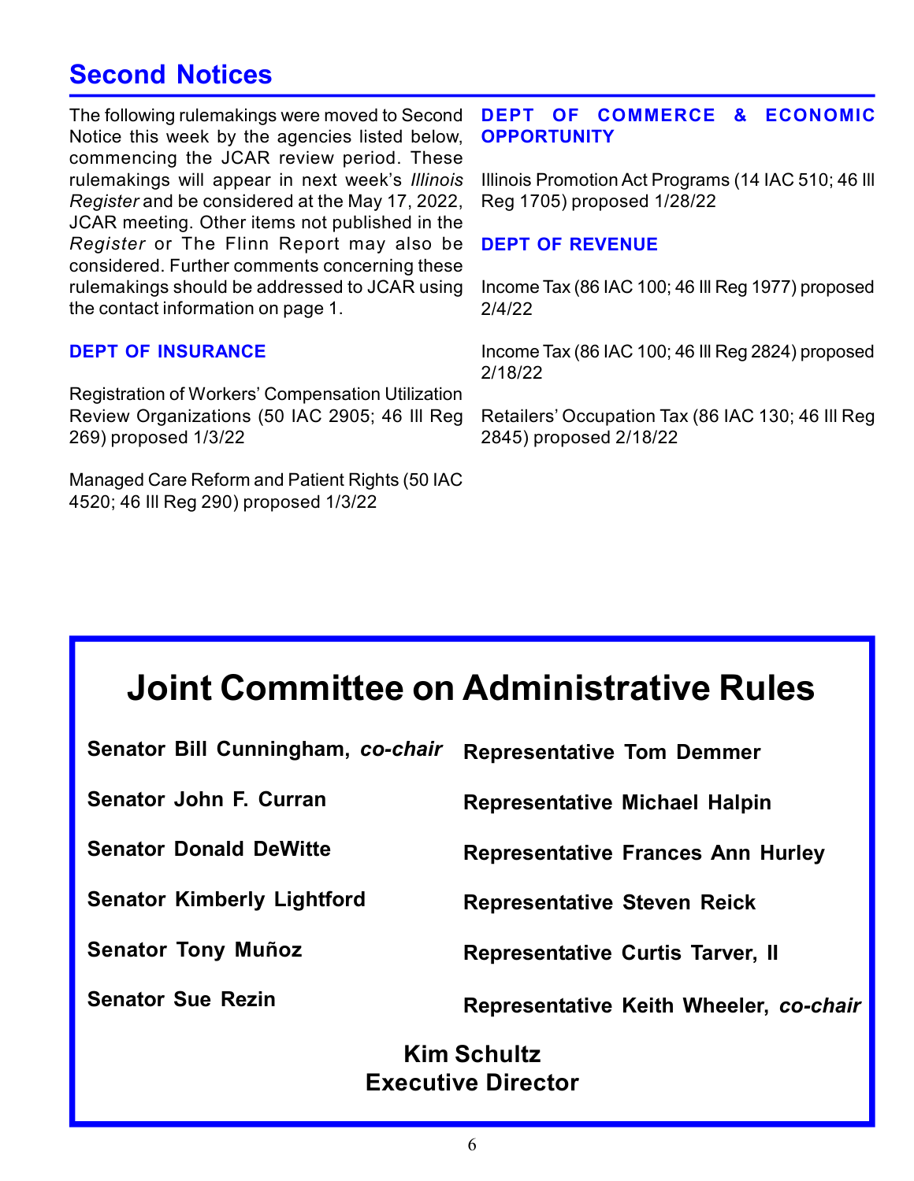## Second Notices

The following rulemakings were moved to Second Notice this week by the agencies listed below, commencing the JCAR review period. These rulemakings will appear in next week's *Illinois Register* and be considered at the May 17, 2022, JCAR meeting. Other items not published in the *Register* or The Flinn Report may also be considered. Further comments concerning these rulemakings should be addressed to JCAR using the contact information on page 1.

### DEPT OF INSURANCE

Registration of Workers' Compensation Utilization Review Organizations (50 IAC 2905; 46 Ill Reg 269) proposed 1/3/22

Managed Care Reform and Patient Rights (50 IAC 4520; 46 Ill Reg 290) proposed 1/3/22

### DEPT OF COMMERCE & ECONOMIC OPPORTUNITY

Illinois Promotion Act Programs (14 IAC 510; 46 Ill Reg 1705) proposed 1/28/22

### DEPT OF REVENUE

Income Tax (86 IAC 100; 46 Ill Reg 1977) proposed 2/4/22

Income Tax (86 IAC 100; 46 Ill Reg 2824) proposed 2/18/22

Retailers' Occupation Tax (86 IAC 130; 46 Ill Reg 2845) proposed 2/18/22

## Joint Committee on Administrative Rules

**Senator Bill Cunningham, *co-chair***

**Senator John F. Curran**

**Senator Donald DeWitte**

**Senator Kimberly Lightford**

**Senator Tony Muñoz**

**Senator Sue Rezin**

**Representative Tom Demmer**

**Representative Michael Halpin**

**Representative Frances Ann Hurley**

**Representative Steven Reick**

**Representative Curtis Tarver, II**

**Representative Keith Wheeler, *co-chair***

**Kim Schultz**
**Executive Director**